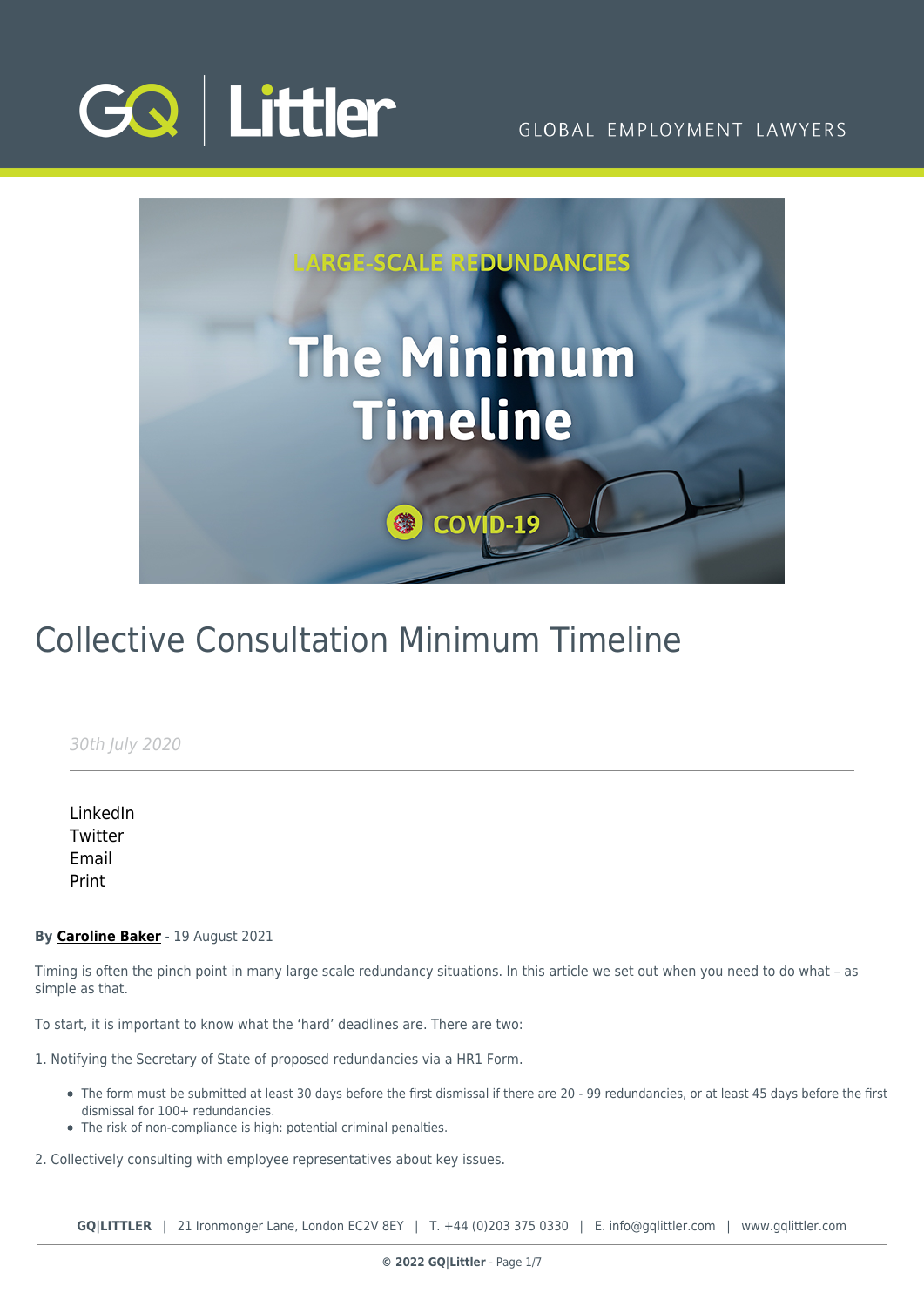# Collective Consultation Minimum Timeline

*30th July 2020*

LinkedIn
Twitter
Email
Print

**By Caroline Baker** - 19 August 2021

Timing is often the pinch point in many large scale redundancy situations. In this article we set out when you need to do what – as simple as that.

To start, it is important to know what the 'hard' deadlines are. There are two:

1. Notifying the Secretary of State of proposed redundancies via a HR1 Form.

- The form must be submitted at least 30 days before the first dismissal if there are 20 - 99 redundancies, or at least 45 days before the first dismissal for 100+ redundancies.
- The risk of non-compliance is high: potential criminal penalties.

2. Collectively consulting with employee representatives about key issues.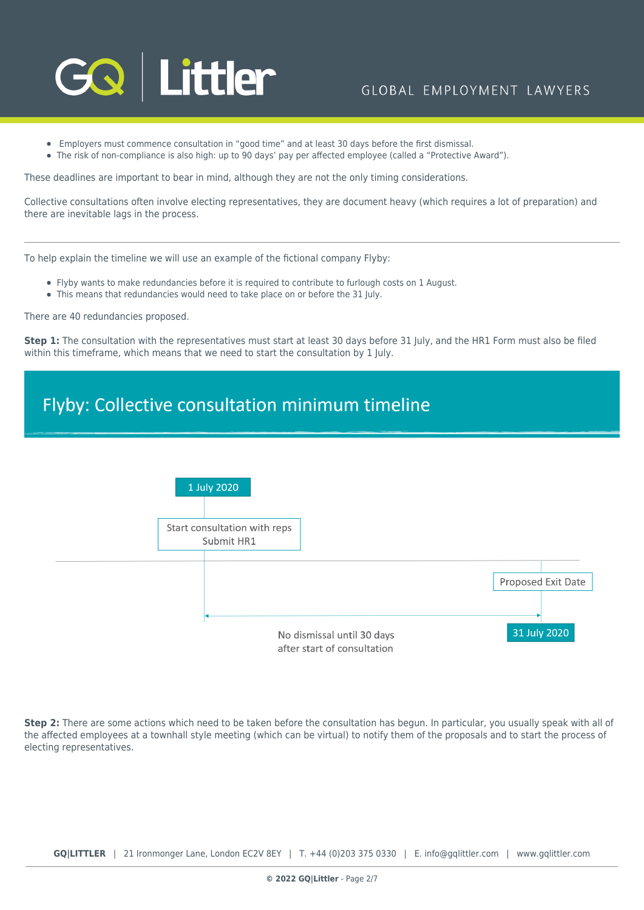- Employers must commence consultation in "good time" and at least 30 days before the first dismissal.
- The risk of non-compliance is also high: up to 90 days' pay per affected employee (called a "Protective Award").

These deadlines are important to bear in mind, although they are not the only timing considerations.

Collective consultations often involve electing representatives, they are document heavy (which requires a lot of preparation) and there are inevitable lags in the process.

---

To help explain the timeline we will use an example of the fictional company Flyby:

- Flyby wants to make redundancies before it is required to contribute to furlough costs on 1 August.
- This means that redundancies would need to take place on or before the 31 July.

There are 40 redundancies proposed.

**Step 1:** The consultation with the representatives must start at least 30 days before 31 July, and the HR1 Form must also be filed within this timeframe, which means that we need to start the consultation by 1 July.

## Flyby: Collective consultation minimum timeline

1 July 2020

Start consultation with reps
Submit HR1

Proposed Exit Date

No dismissal until 30 days after start of consultation

31 July 2020

**Step 2:** There are some actions which need to be taken before the consultation has begun. In particular, you usually speak with all of the affected employees at a townhall style meeting (which can be virtual) to notify them of the proposals and to start the process of electing representatives.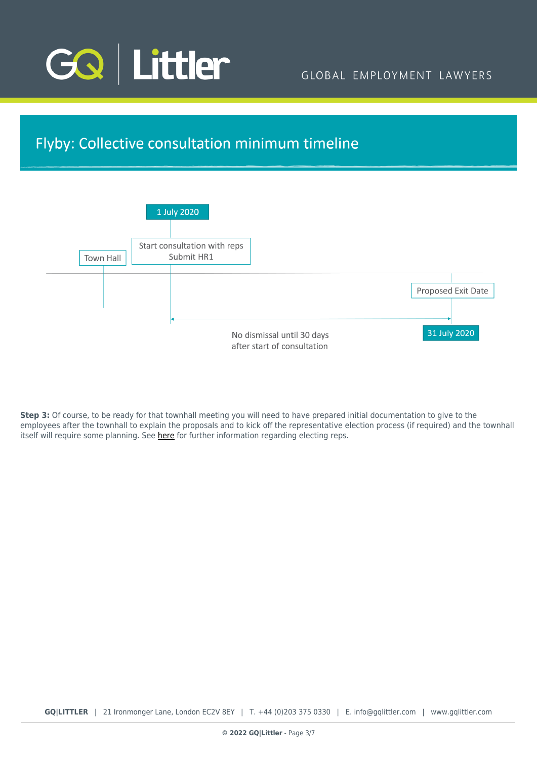## Flyby: Collective consultation minimum timeline

1 July 2020

Start consultation with reps
Submit HR1

Town Hall

Proposed Exit Date

No dismissal until 30 days
after start of consultation

31 July 2020

**Step 3:** Of course, to be ready for that townhall meeting you will need to have prepared initial documentation to give to the employees after the townhall to explain the proposals and to kick off the representative election process (if required) and the townhall itself will require some planning. See here for further information regarding electing reps.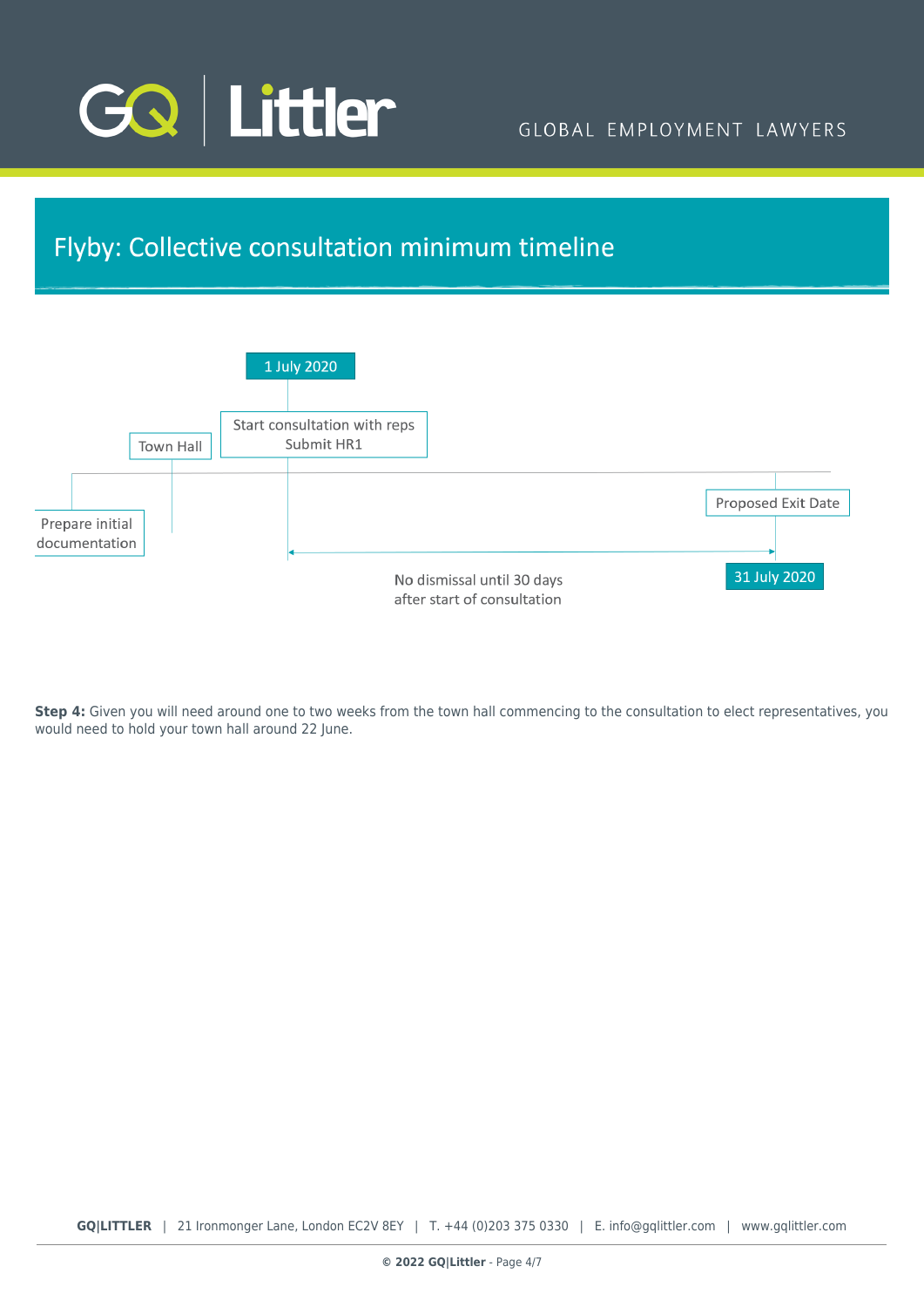## Flyby: Collective consultation minimum timeline

1 July 2020

Start consultation with reps
Submit HR1

Town Hall

Prepare initial documentation

Proposed Exit Date

No dismissal until 30 days after start of consultation

31 July 2020

**Step 4:** Given you will need around one to two weeks from the town hall commencing to the consultation to elect representatives, you would need to hold your town hall around 22 June.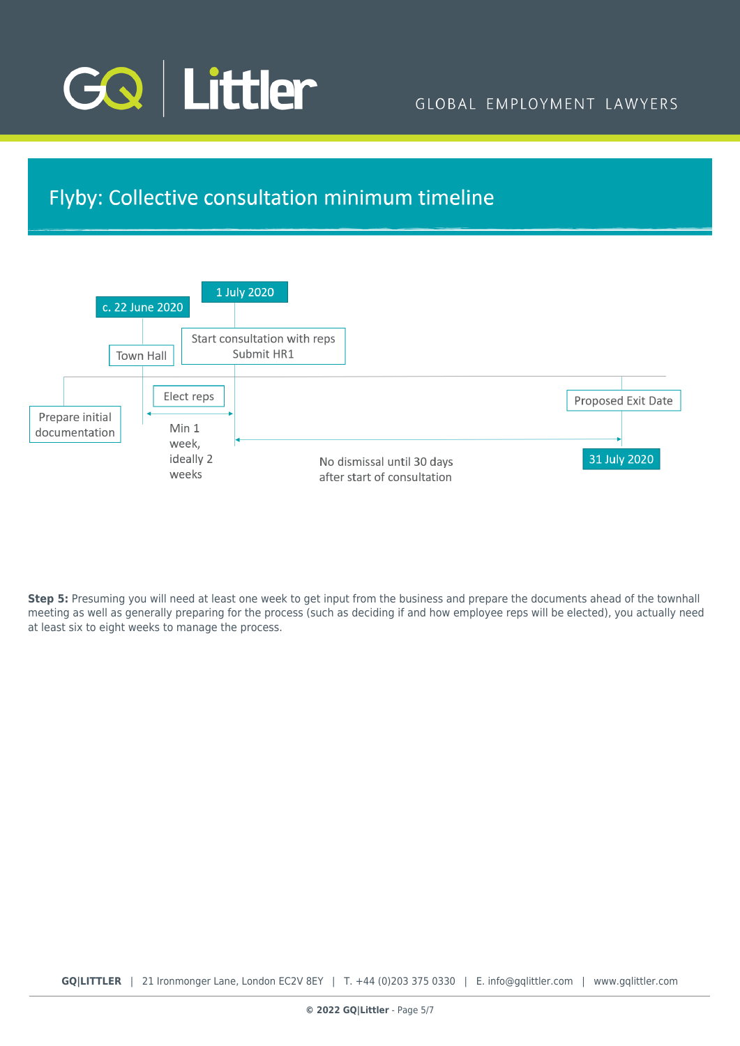## Flyby: Collective consultation minimum timeline

c. 22 June 2020

Town Hall

1 July 2020

Start consultation with reps
Submit HR1

Prepare initial documentation

Elect reps

Min 1 week, ideally 2 weeks

No dismissal until 30 days after start of consultation

Proposed Exit Date

31 July 2020

**Step 5:** Presuming you will need at least one week to get input from the business and prepare the documents ahead of the townhall meeting as well as generally preparing for the process (such as deciding if and how employee reps will be elected), you actually need at least six to eight weeks to manage the process.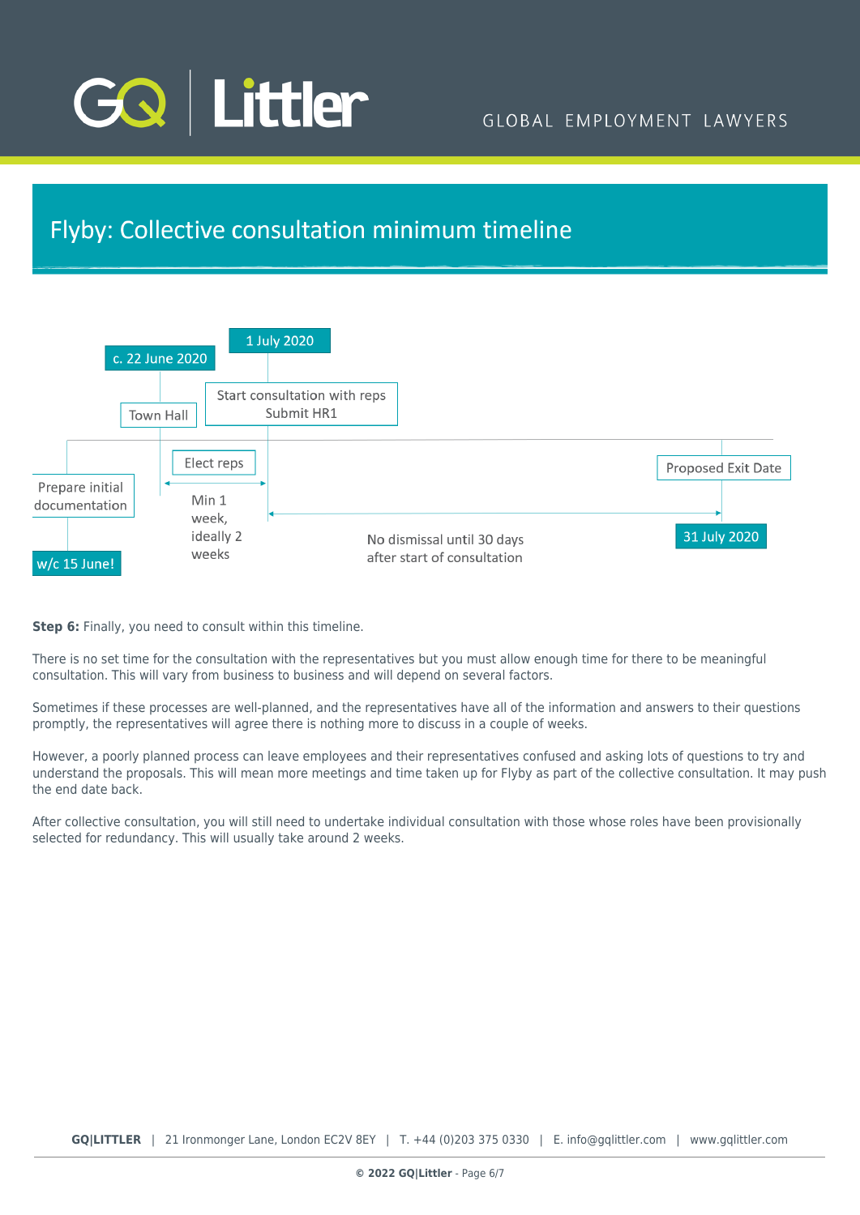## Flyby: Collective consultation minimum timeline

- **w/c 15 June!** – Prepare initial documentation
- **c. 22 June 2020** – Town Hall
- Elect reps – Min 1 week, ideally 2 weeks
- **1 July 2020** – Start consultation with reps; Submit HR1
- No dismissal until 30 days after start of consultation
- **31 July 2020** – Proposed Exit Date

**Step 6:** Finally, you need to consult within this timeline.

There is no set time for the consultation with the representatives but you must allow enough time for there to be meaningful consultation. This will vary from business to business and will depend on several factors.

Sometimes if these processes are well-planned, and the representatives have all of the information and answers to their questions promptly, the representatives will agree there is nothing more to discuss in a couple of weeks.

However, a poorly planned process can leave employees and their representatives confused and asking lots of questions to try and understand the proposals. This will mean more meetings and time taken up for Flyby as part of the collective consultation. It may push the end date back.

After collective consultation, you will still need to undertake individual consultation with those whose roles have been provisionally selected for redundancy. This will usually take around 2 weeks.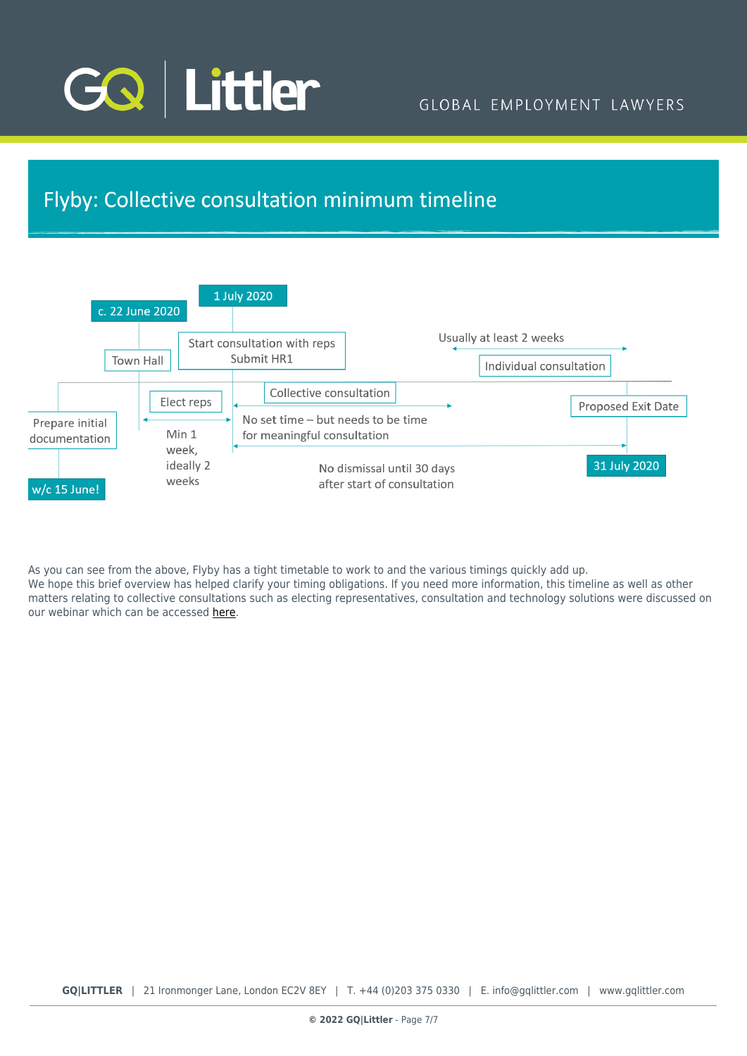## Flyby: Collective consultation minimum timeline

c. 22 June 2020

1 July 2020

Town Hall

Start consultation with reps
Submit HR1

Usually at least 2 weeks

Individual consultation

Prepare initial documentation

Elect reps

Collective consultation

Proposed Exit Date

Min 1 week, ideally 2 weeks

No set time – but needs to be time for meaningful consultation

w/c 15 June!

No dismissal until 30 days after start of consultation

31 July 2020

As you can see from the above, Flyby has a tight timetable to work to and the various timings quickly add up.
We hope this brief overview has helped clarify your timing obligations. If you need more information, this timeline as well as other matters relating to collective consultations such as electing representatives, consultation and technology solutions were discussed on our webinar which can be accessed here.